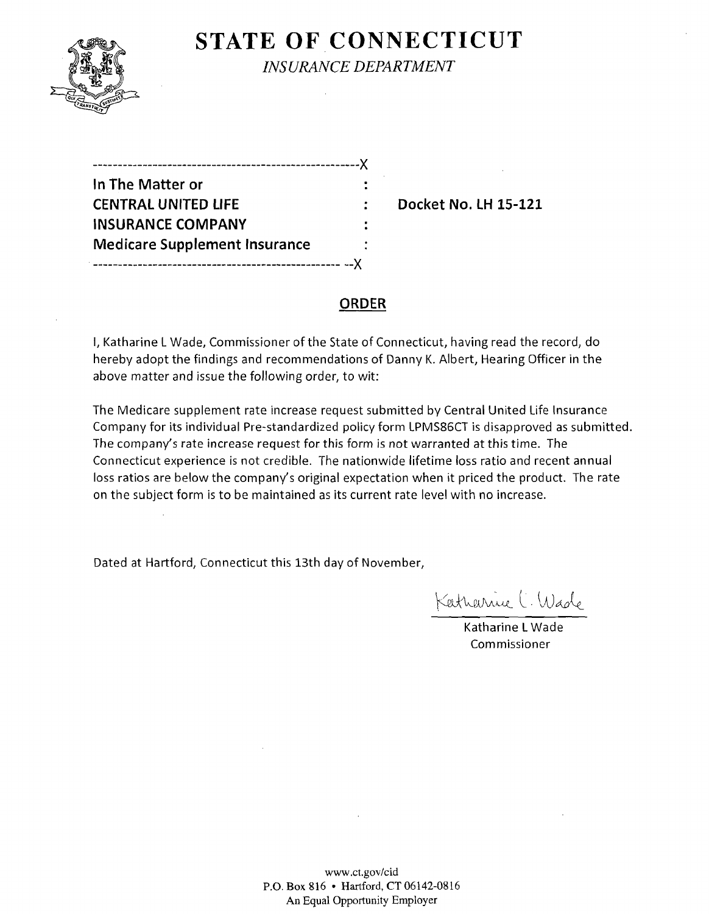# STATE OF CONNECTICUT

*INSURANCE DEPARTMENT*

```
------------------------------------------------------X
In The Matter or                                      :
CENTRAL UNITED LIFE                                   :    Docket No. LH 15-121
INSURANCE COMPANY                                     :
Medicare Supplement Insurance                         :
------------------------------------------------------X
```

## ORDER

I, Katharine L Wade, Commissioner of the State of Connecticut, having read the record, do hereby adopt the findings and recommendations of Danny K. Albert, Hearing Officer in the above matter and issue the following order, to wit:

The Medicare supplement rate increase request submitted by Central United Life Insurance Company for its individual Pre-standardized policy form LPMS86CT is disapproved as submitted. The company's rate increase request for this form is not warranted at this time. The Connecticut experience is not credible. The nationwide lifetime loss ratio and recent annual loss ratios are below the company's original expectation when it priced the product. The rate on the subject form is to be maintained as its current rate level with no increase.

Dated at Hartford, Connecticut this 13th day of November,

Katharine L. Wade

Katharine L Wade
Commissioner

www.ct.gov/cid
P.O. Box 816 • Hartford, CT 06142-0816
An Equal Opportunity Employer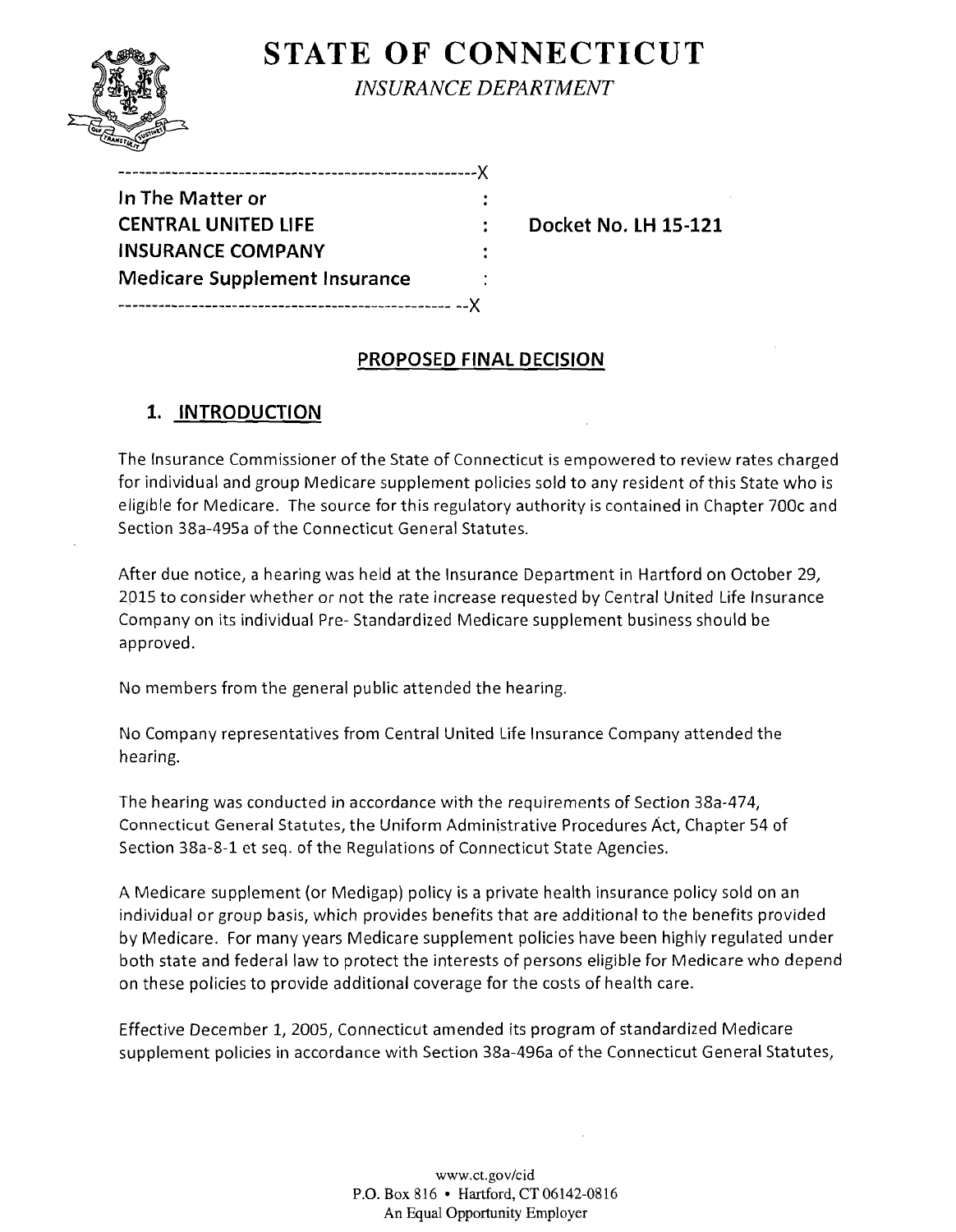# STATE OF CONNECTICUT

*INSURANCE DEPARTMENT*

```
-----------------------------------------------------X
In The Matter or                                     :
CENTRAL UNITED LIFE                                  :     Docket No. LH 15-121
INSURANCE COMPANY                                    :
Medicare Supplement Insurance                        :
--------------------------------------------------- --X
```

## PROPOSED FINAL DECISION

### 1. INTRODUCTION

The Insurance Commissioner of the State of Connecticut is empowered to review rates charged for individual and group Medicare supplement policies sold to any resident of this State who is eligible for Medicare. The source for this regulatory authority is contained in Chapter 700c and Section 38a-495a of the Connecticut General Statutes.

After due notice, a hearing was held at the Insurance Department in Hartford on October 29, 2015 to consider whether or not the rate increase requested by Central United Life Insurance Company on its individual Pre- Standardized Medicare supplement business should be approved.

No members from the general public attended the hearing.

No Company representatives from Central United Life Insurance Company attended the hearing.

The hearing was conducted in accordance with the requirements of Section 38a-474, Connecticut General Statutes, the Uniform Administrative Procedures Act, Chapter 54 of Section 38a-8-1 et seq. of the Regulations of Connecticut State Agencies.

A Medicare supplement (or Medigap) policy is a private health insurance policy sold on an individual or group basis, which provides benefits that are additional to the benefits provided by Medicare. For many years Medicare supplement policies have been highly regulated under both state and federal law to protect the interests of persons eligible for Medicare who depend on these policies to provide additional coverage for the costs of health care.

Effective December 1, 2005, Connecticut amended its program of standardized Medicare supplement policies in accordance with Section 38a-496a of the Connecticut General Statutes,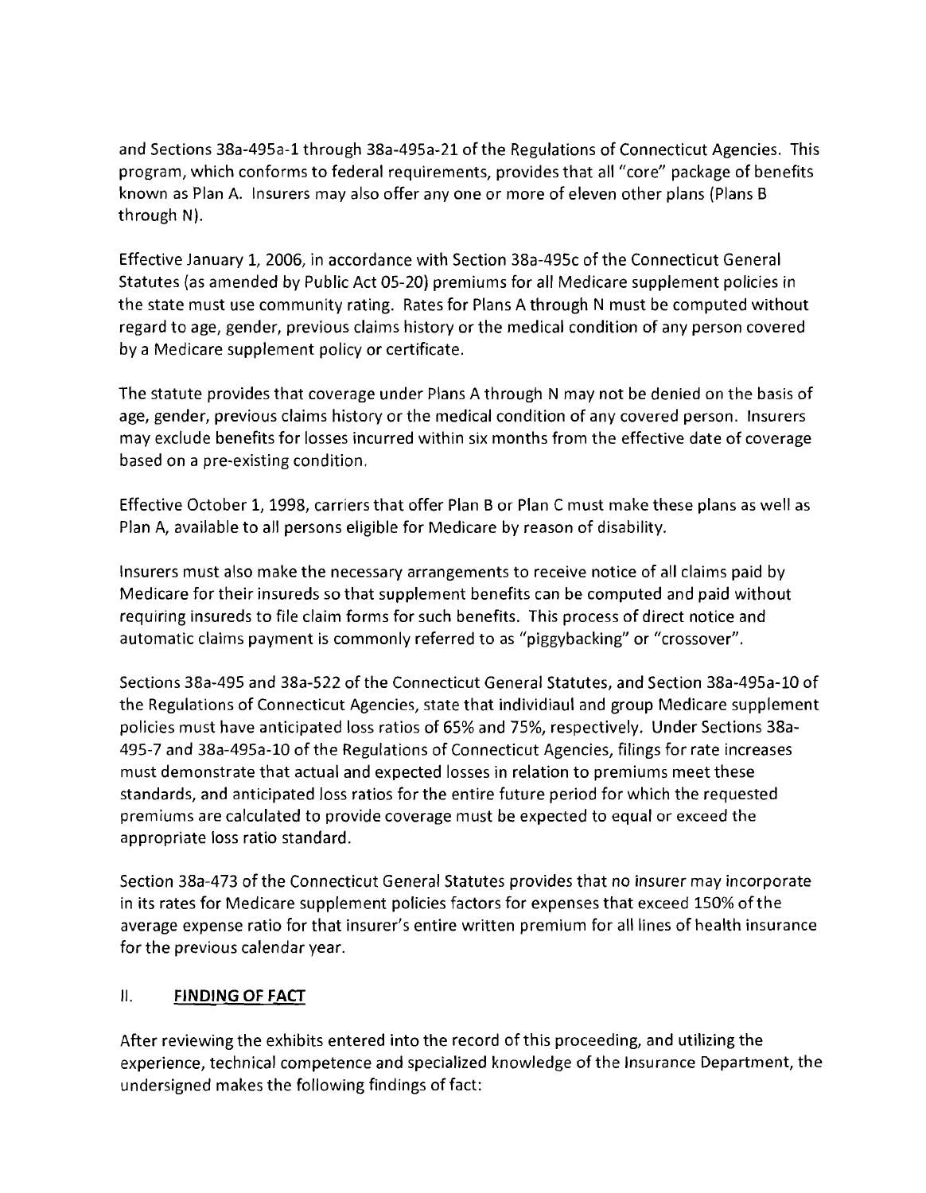and Sections 38a-495a-1 through 38a-495a-21 of the Regulations of Connecticut Agencies. This program, which conforms to federal requirements, provides that all "core" package of benefits known as Plan A. Insurers may also offer any one or more of eleven other plans (Plans B through N).

Effective January 1, 2006, in accordance with Section 38a-495c of the Connecticut General Statutes (as amended by Public Act 05-20) premiums for all Medicare supplement policies in the state must use community rating. Rates for Plans A through N must be computed without regard to age, gender, previous claims history or the medical condition of any person covered by a Medicare supplement policy or certificate.

The statute provides that coverage under Plans A through N may not be denied on the basis of age, gender, previous claims history or the medical condition of any covered person. Insurers may exclude benefits for losses incurred within six months from the effective date of coverage based on a pre-existing condition.

Effective October 1, 1998, carriers that offer Plan B or Plan C must make these plans as well as Plan A, available to all persons eligible for Medicare by reason of disability.

Insurers must also make the necessary arrangements to receive notice of all claims paid by Medicare for their insureds so that supplement benefits can be computed and paid without requiring insureds to file claim forms for such benefits. This process of direct notice and automatic claims payment is commonly referred to as "piggybacking" or "crossover".

Sections 38a-495 and 38a-522 of the Connecticut General Statutes, and Section 38a-495a-10 of the Regulations of Connecticut Agencies, state that individiaul and group Medicare supplement policies must have anticipated loss ratios of 65% and 75%, respectively. Under Sections 38a-495-7 and 38a-495a-10 of the Regulations of Connecticut Agencies, filings for rate increases must demonstrate that actual and expected losses in relation to premiums meet these standards, and anticipated loss ratios for the entire future period for which the requested premiums are calculated to provide coverage must be expected to equal or exceed the appropriate loss ratio standard.

Section 38a-473 of the Connecticut General Statutes provides that no insurer may incorporate in its rates for Medicare supplement policies factors for expenses that exceed 150% of the average expense ratio for that insurer's entire written premium for all lines of health insurance for the previous calendar year.

## II. **FINDING OF FACT**

After reviewing the exhibits entered into the record of this proceeding, and utilizing the experience, technical competence and specialized knowledge of the Insurance Department, the undersigned makes the following findings of fact: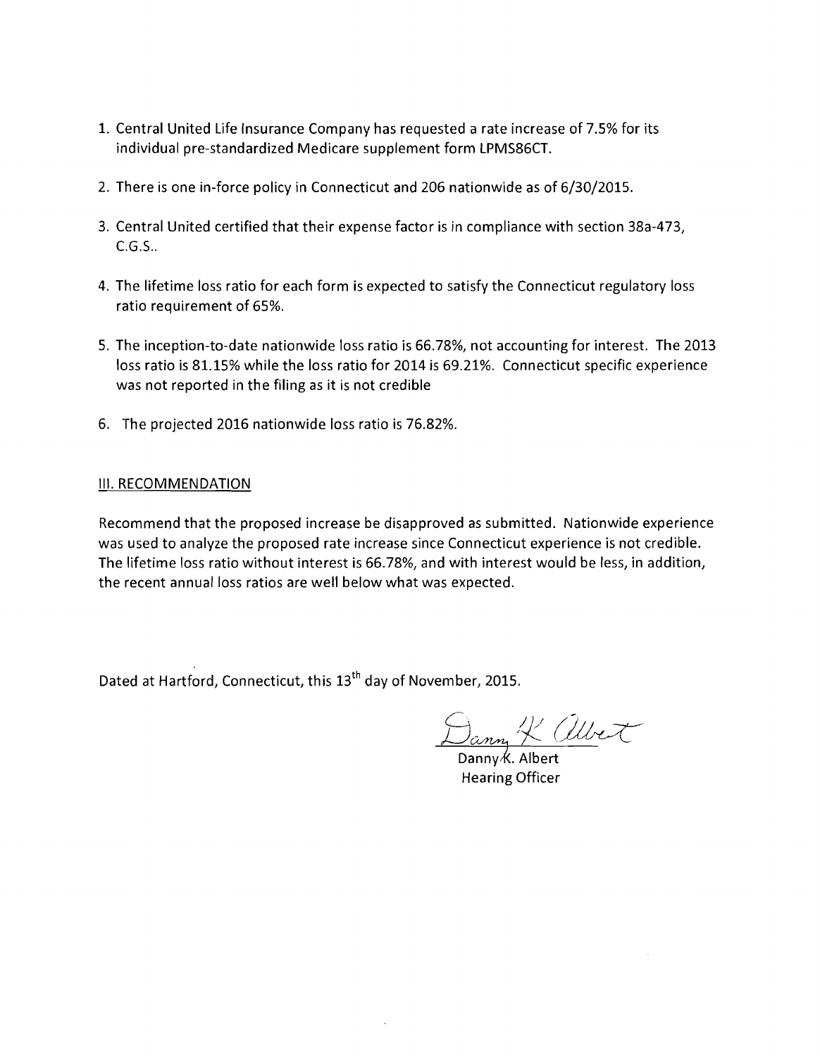1. Central United Life Insurance Company has requested a rate increase of 7.5% for its individual pre-standardized Medicare supplement form LPMS86CT.

2. There is one in-force policy in Connecticut and 206 nationwide as of 6/30/2015.

3. Central United certified that their expense factor is in compliance with section 38a-473, C.G.S..

4. The lifetime loss ratio for each form is expected to satisfy the Connecticut regulatory loss ratio requirement of 65%.

5. The inception-to-date nationwide loss ratio is 66.78%, not accounting for interest. The 2013 loss ratio is 81.15% while the loss ratio for 2014 is 69.21%. Connecticut specific experience was not reported in the filing as it is not credible

6. The projected 2016 nationwide loss ratio is 76.82%.

## III. RECOMMENDATION

Recommend that the proposed increase be disapproved as submitted. Nationwide experience was used to analyze the proposed rate increase since Connecticut experience is not credible. The lifetime loss ratio without interest is 66.78%, and with interest would be less, in addition, the recent annual loss ratios are well below what was expected.

Dated at Hartford, Connecticut, this 13th day of November, 2015.

Danny K. Albert

Danny K. Albert
Hearing Officer